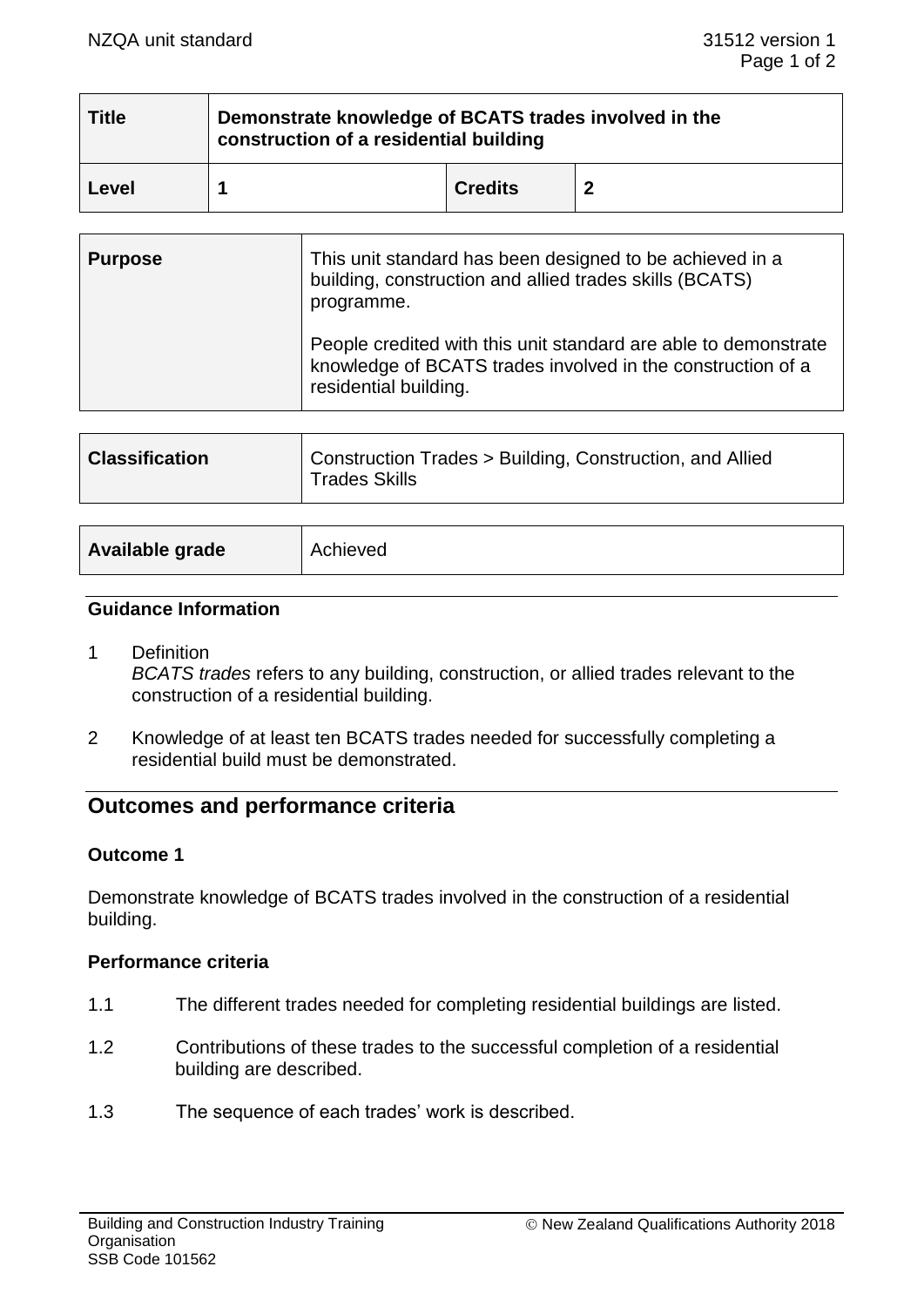| Title | Demonstrate knowledge of BCATS trades involved in the construction of a residential building | | |
| --- | --- | --- | --- |
| Level | 1 | Credits | 2 |

| Purpose | This unit standard has been designed to be achieved in a building, construction and allied trades skills (BCATS) programme.<br><br>People credited with this unit standard are able to demonstrate knowledge of BCATS trades involved in the construction of a residential building. |
| --- | --- |

| Classification | Construction Trades > Building, Construction, and Allied Trades Skills |
| --- | --- |

| Available grade | Achieved |
| --- | --- |

### Guidance Information

1. Definition
   *BCATS trades* refers to any building, construction, or allied trades relevant to the construction of a residential building.

2. Knowledge of at least ten BCATS trades needed for successfully completing a residential build must be demonstrated.

## Outcomes and performance criteria

### Outcome 1

Demonstrate knowledge of BCATS trades involved in the construction of a residential building.

### Performance criteria

1.1 The different trades needed for completing residential buildings are listed.

1.2 Contributions of these trades to the successful completion of a residential building are described.

1.3 The sequence of each trades' work is described.

Building and Construction Industry Training Organisation
SSB Code 101562

© New Zealand Qualifications Authority 2018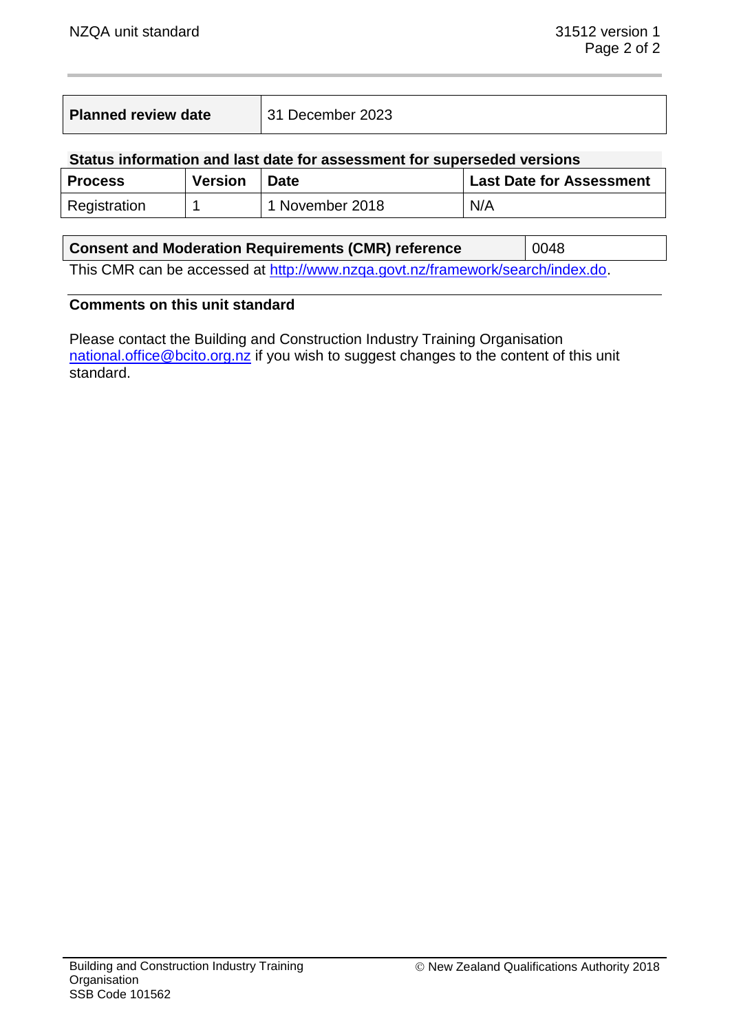| Planned review date | 31 December 2023 |
|---|---|

**Status information and last date for assessment for superseded versions**

| Process | Version | Date | Last Date for Assessment |
|---|---|---|---|
| Registration | 1 | 1 November 2018 | N/A |

| Consent and Moderation Requirements (CMR) reference | 0048 |
|---|---|

This CMR can be accessed at http://www.nzqa.govt.nz/framework/search/index.do.

**Comments on this unit standard**

Please contact the Building and Construction Industry Training Organisation national.office@bcito.org.nz if you wish to suggest changes to the content of this unit standard.